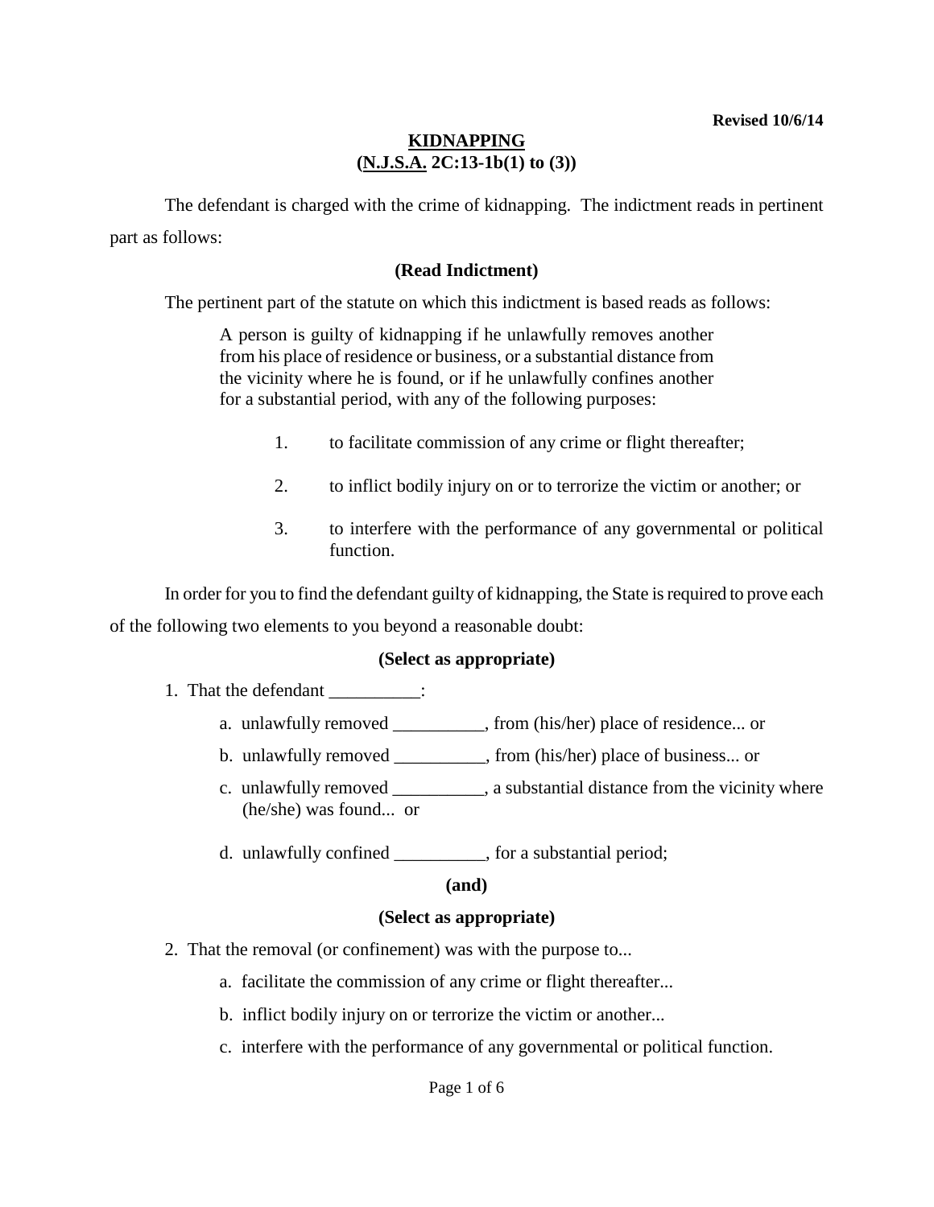**Revised 10/6/14**

# KIDNAPPING
## (N.J.S.A. 2C:13-1b(1) to (3))

The defendant is charged with the crime of kidnapping. The indictment reads in pertinent part as follows:

**(Read Indictment)**

The pertinent part of the statute on which this indictment is based reads as follows:

> A person is guilty of kidnapping if he unlawfully removes another from his place of residence or business, or a substantial distance from the vicinity where he is found, or if he unlawfully confines another for a substantial period, with any of the following purposes:
>
> 1. to facilitate commission of any crime or flight thereafter;
> 2. to inflict bodily injury on or to terrorize the victim or another; or
> 3. to interfere with the performance of any governmental or political function.

In order for you to find the defendant guilty of kidnapping, the State is required to prove each of the following two elements to you beyond a reasonable doubt:

**(Select as appropriate)**

1. That the defendant __________:
   - a. unlawfully removed __________, from (his/her) place of residence... or
   - b. unlawfully removed __________, from (his/her) place of business... or
   - c. unlawfully removed __________, a substantial distance from the vicinity where (he/she) was found... or
   - d. unlawfully confined __________, for a substantial period;

**(and)**

**(Select as appropriate)**

2. That the removal (or confinement) was with the purpose to...
   - a. facilitate the commission of any crime or flight thereafter...
   - b. inflict bodily injury on or terrorize the victim or another...
   - c. interfere with the performance of any governmental or political function.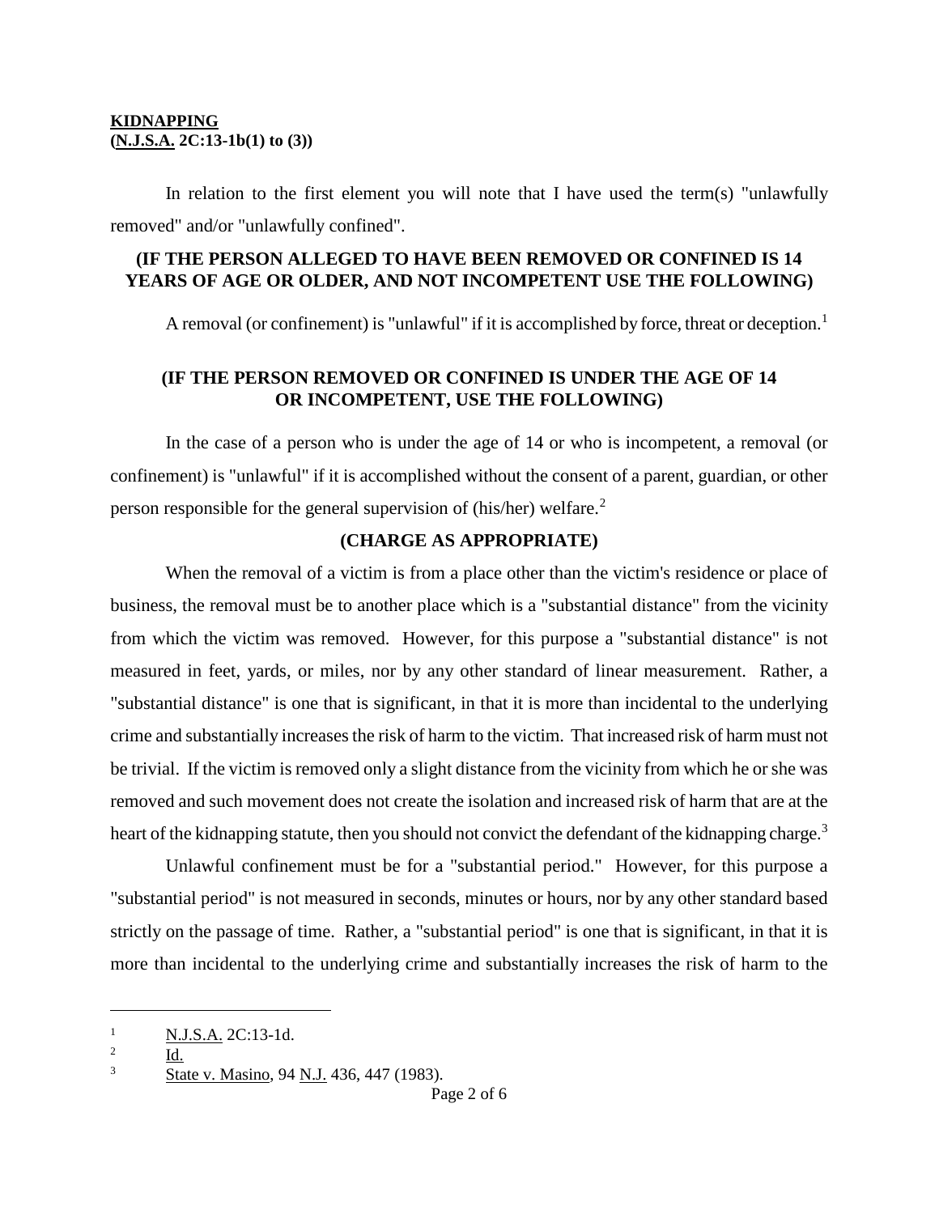**KIDNAPPING**
**(N.J.S.A. 2C:13-1b(1) to (3))**

In relation to the first element you will note that I have used the term(s) "unlawfully removed" and/or "unlawfully confined".

**(IF THE PERSON ALLEGED TO HAVE BEEN REMOVED OR CONFINED IS 14 YEARS OF AGE OR OLDER, AND NOT INCOMPETENT USE THE FOLLOWING)**

A removal (or confinement) is "unlawful" if it is accomplished by force, threat or deception.[1]

**(IF THE PERSON REMOVED OR CONFINED IS UNDER THE AGE OF 14 OR INCOMPETENT, USE THE FOLLOWING)**

In the case of a person who is under the age of 14 or who is incompetent, a removal (or confinement) is "unlawful" if it is accomplished without the consent of a parent, guardian, or other person responsible for the general supervision of (his/her) welfare.[2]

**(CHARGE AS APPROPRIATE)**

When the removal of a victim is from a place other than the victim's residence or place of business, the removal must be to another place which is a "substantial distance" from the vicinity from which the victim was removed. However, for this purpose a "substantial distance" is not measured in feet, yards, or miles, nor by any other standard of linear measurement. Rather, a "substantial distance" is one that is significant, in that it is more than incidental to the underlying crime and substantially increases the risk of harm to the victim. That increased risk of harm must not be trivial. If the victim is removed only a slight distance from the vicinity from which he or she was removed and such movement does not create the isolation and increased risk of harm that are at the heart of the kidnapping statute, then you should not convict the defendant of the kidnapping charge.[3]

Unlawful confinement must be for a "substantial period." However, for this purpose a "substantial period" is not measured in seconds, minutes or hours, nor by any other standard based strictly on the passage of time. Rather, a "substantial period" is one that is significant, in that it is more than incidental to the underlying crime and substantially increases the risk of harm to the

---

[1] N.J.S.A. 2C:13-1d.

[2] Id.

[3] State v. Masino, 94 N.J. 436, 447 (1983).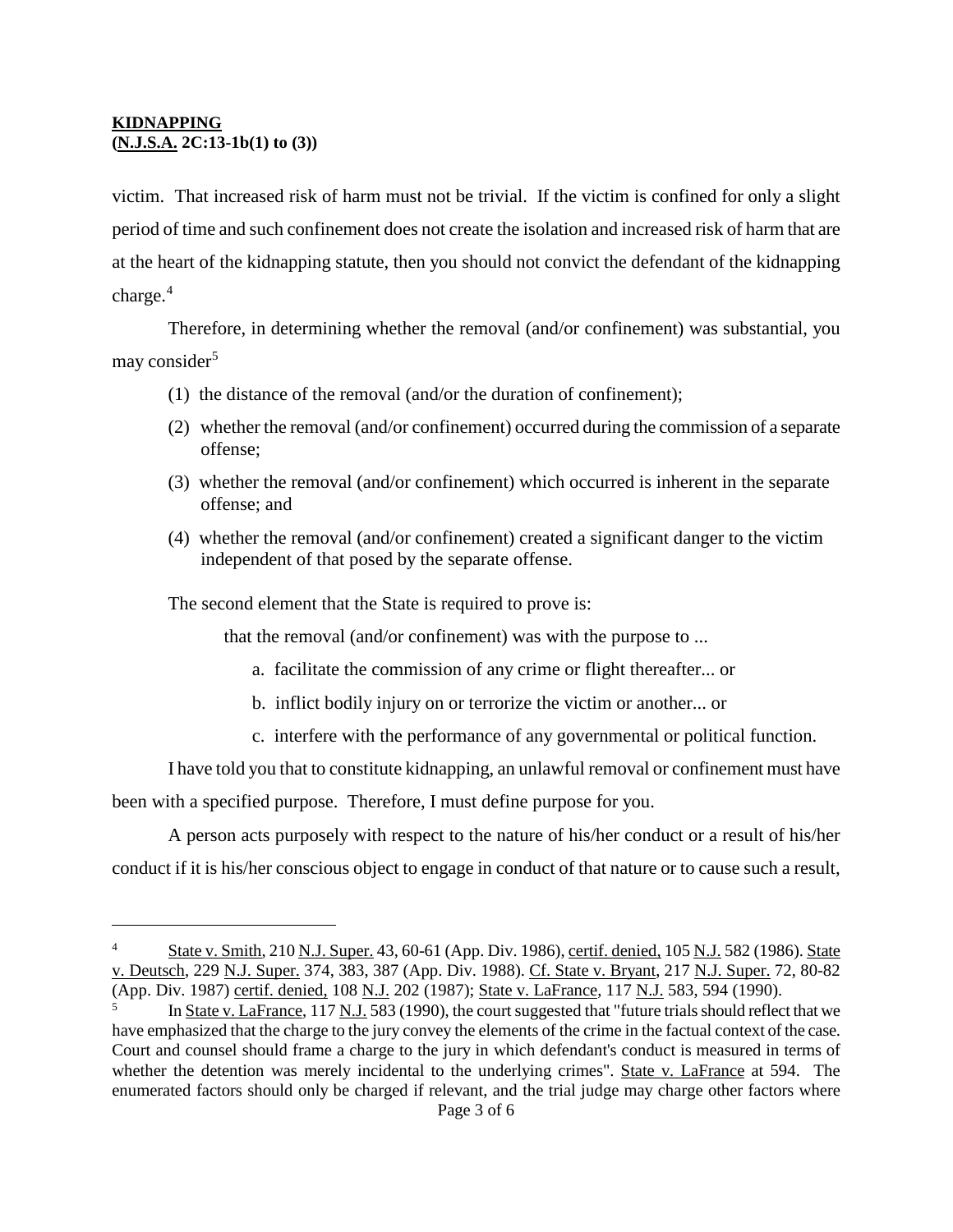victim. That increased risk of harm must not be trivial. If the victim is confined for only a slight period of time and such confinement does not create the isolation and increased risk of harm that are at the heart of the kidnapping statute, then you should not convict the defendant of the kidnapping charge.[4]

Therefore, in determining whether the removal (and/or confinement) was substantial, you may consider[5]

(1) the distance of the removal (and/or the duration of confinement);

(2) whether the removal (and/or confinement) occurred during the commission of a separate offense;

(3) whether the removal (and/or confinement) which occurred is inherent in the separate offense; and

(4) whether the removal (and/or confinement) created a significant danger to the victim independent of that posed by the separate offense.

The second element that the State is required to prove is:

that the removal (and/or confinement) was with the purpose to ...

a. facilitate the commission of any crime or flight thereafter... or

b. inflict bodily injury on or terrorize the victim or another... or

c. interfere with the performance of any governmental or political function.

I have told you that to constitute kidnapping, an unlawful removal or confinement must have been with a specified purpose. Therefore, I must define purpose for you.

A person acts purposely with respect to the nature of his/her conduct or a result of his/her conduct if it is his/her conscious object to engage in conduct of that nature or to cause such a result,

---

[4] State v. Smith, 210 N.J. Super. 43, 60-61 (App. Div. 1986), certif. denied, 105 N.J. 582 (1986). State v. Deutsch, 229 N.J. Super. 374, 383, 387 (App. Div. 1988). Cf. State v. Bryant, 217 N.J. Super. 72, 80-82 (App. Div. 1987) certif. denied, 108 N.J. 202 (1987); State v. LaFrance, 117 N.J. 583, 594 (1990).

[5] In State v. LaFrance, 117 N.J. 583 (1990), the court suggested that "future trials should reflect that we have emphasized that the charge to the jury convey the elements of the crime in the factual context of the case. Court and counsel should frame a charge to the jury in which defendant's conduct is measured in terms of whether the detention was merely incidental to the underlying crimes". State v. LaFrance at 594. The enumerated factors should only be charged if relevant, and the trial judge may charge other factors where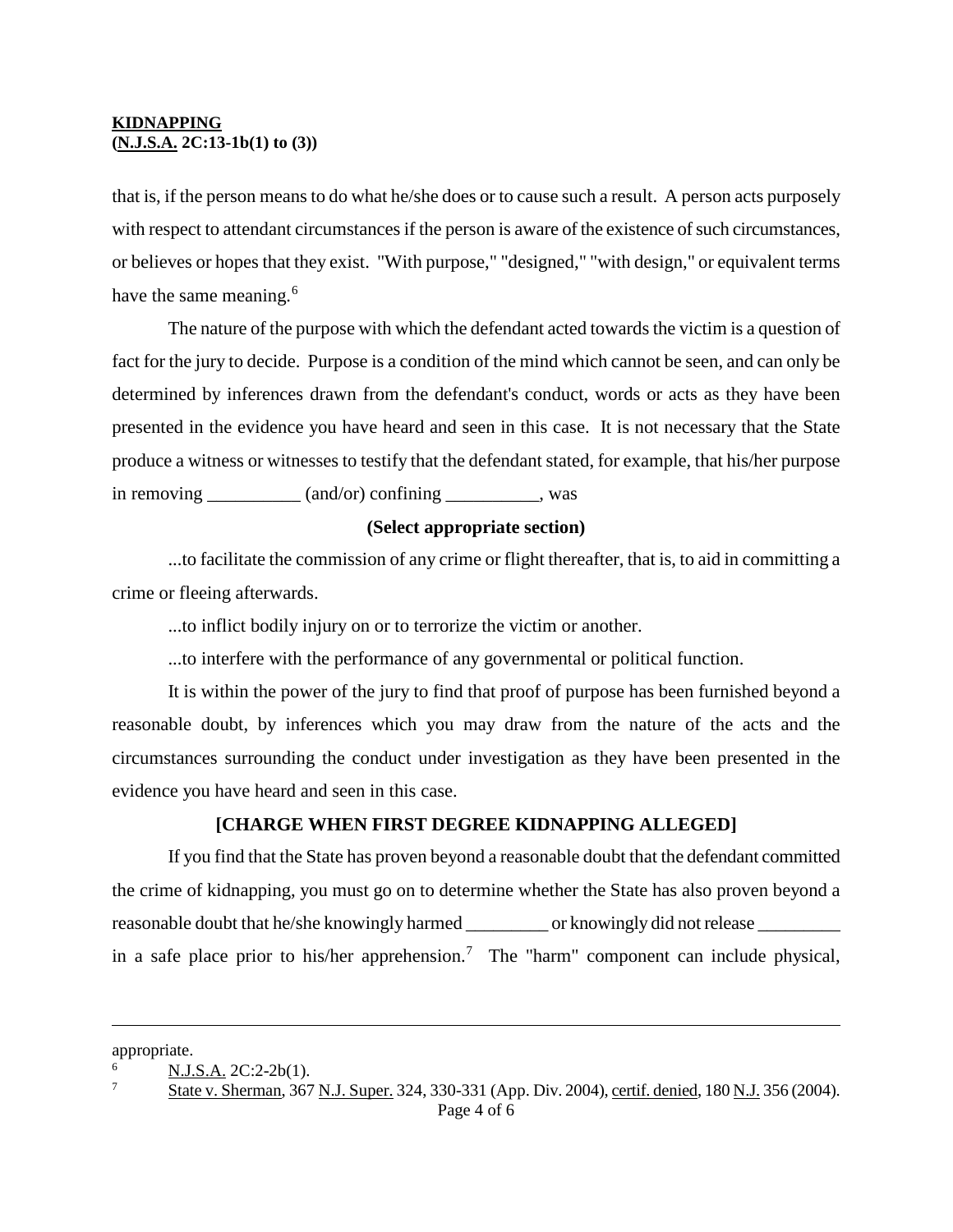that is, if the person means to do what he/she does or to cause such a result. A person acts purposely with respect to attendant circumstances if the person is aware of the existence of such circumstances, or believes or hopes that they exist. "With purpose," "designed," "with design," or equivalent terms have the same meaning.[6]

The nature of the purpose with which the defendant acted towards the victim is a question of fact for the jury to decide. Purpose is a condition of the mind which cannot be seen, and can only be determined by inferences drawn from the defendant's conduct, words or acts as they have been presented in the evidence you have heard and seen in this case. It is not necessary that the State produce a witness or witnesses to testify that the defendant stated, for example, that his/her purpose in removing __________ (and/or) confining __________, was

**(Select appropriate section)**

...to facilitate the commission of any crime or flight thereafter, that is, to aid in committing a crime or fleeing afterwards.

...to inflict bodily injury on or to terrorize the victim or another.

...to interfere with the performance of any governmental or political function.

It is within the power of the jury to find that proof of purpose has been furnished beyond a reasonable doubt, by inferences which you may draw from the nature of the acts and the circumstances surrounding the conduct under investigation as they have been presented in the evidence you have heard and seen in this case.

**[CHARGE WHEN FIRST DEGREE KIDNAPPING ALLEGED]**

If you find that the State has proven beyond a reasonable doubt that the defendant committed the crime of kidnapping, you must go on to determine whether the State has also proven beyond a reasonable doubt that he/she knowingly harmed _________ or knowingly did not release _________ in a safe place prior to his/her apprehension.[7] The "harm" component can include physical,

---

appropriate.

[6] N.J.S.A. 2C:2-2b(1).

[7] State v. Sherman, 367 N.J. Super. 324, 330-331 (App. Div. 2004), certif. denied, 180 N.J. 356 (2004).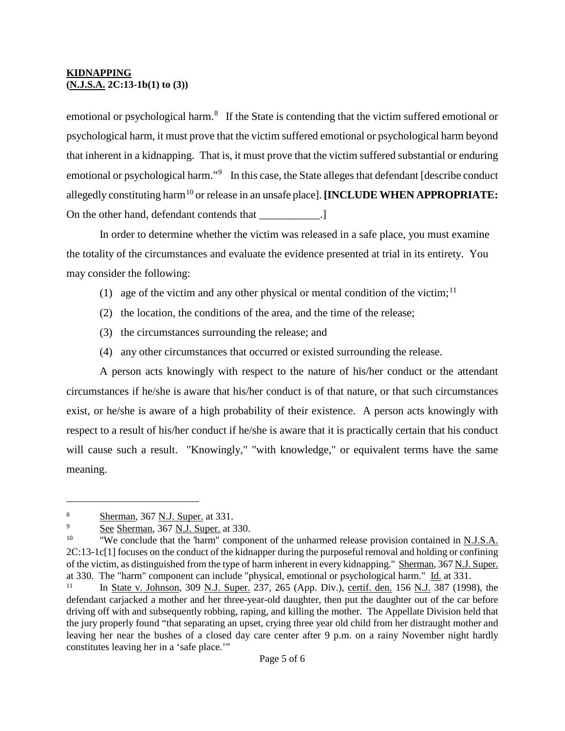**KIDNAPPING**
**(N.J.S.A. 2C:13-1b(1) to (3))**

emotional or psychological harm.[8] If the State is contending that the victim suffered emotional or psychological harm, it must prove that the victim suffered emotional or psychological harm beyond that inherent in a kidnapping. That is, it must prove that the victim suffered substantial or enduring emotional or psychological harm."[9] In this case, the State alleges that defendant [describe conduct allegedly constituting harm[10] or release in an unsafe place]. **[INCLUDE WHEN APPROPRIATE:** On the other hand, defendant contends that ___________.]

In order to determine whether the victim was released in a safe place, you must examine the totality of the circumstances and evaluate the evidence presented at trial in its entirety. You may consider the following:

(1) age of the victim and any other physical or mental condition of the victim;[11]

(2) the location, the conditions of the area, and the time of the release;

(3) the circumstances surrounding the release; and

(4) any other circumstances that occurred or existed surrounding the release.

A person acts knowingly with respect to the nature of his/her conduct or the attendant circumstances if he/she is aware that his/her conduct is of that nature, or that such circumstances exist, or he/she is aware of a high probability of their existence. A person acts knowingly with respect to a result of his/her conduct if he/she is aware that it is practically certain that his conduct will cause such a result. "Knowingly," "with knowledge," or equivalent terms have the same meaning.

---

[8] Sherman, 367 N.J. Super. at 331.

[9] See Sherman, 367 N.J. Super. at 330.

[10] "We conclude that the 'harm" component of the unharmed release provision contained in N.J.S.A. 2C:13-1c[1] focuses on the conduct of the kidnapper during the purposeful removal and holding or confining of the victim, as distinguished from the type of harm inherent in every kidnapping." Sherman, 367 N.J. Super. at 330. The "harm" component can include "physical, emotional or psychological harm." Id. at 331.

[11] In State v. Johnson, 309 N.J. Super. 237, 265 (App. Div.), certif. den. 156 N.J. 387 (1998), the defendant carjacked a mother and her three-year-old daughter, then put the daughter out of the car before driving off with and subsequently robbing, raping, and killing the mother. The Appellate Division held that the jury properly found "that separating an upset, crying three year old child from her distraught mother and leaving her near the bushes of a closed day care center after 9 p.m. on a rainy November night hardly constitutes leaving her in a 'safe place.'"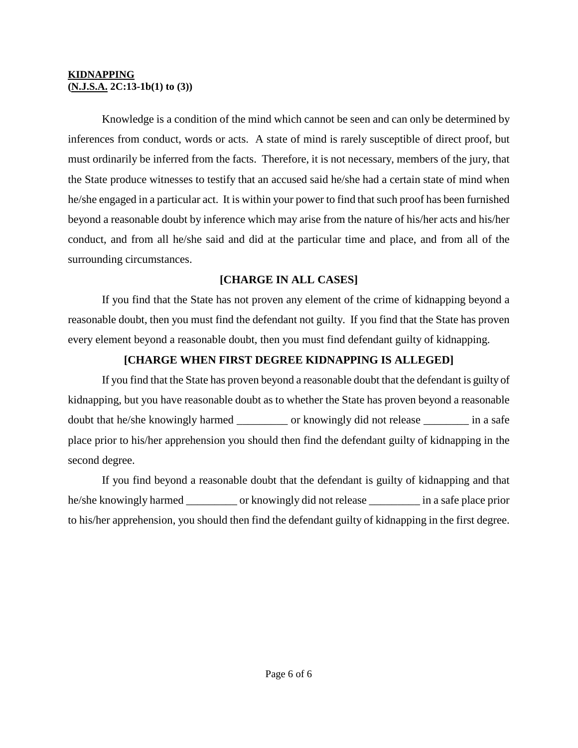Knowledge is a condition of the mind which cannot be seen and can only be determined by inferences from conduct, words or acts. A state of mind is rarely susceptible of direct proof, but must ordinarily be inferred from the facts. Therefore, it is not necessary, members of the jury, that the State produce witnesses to testify that an accused said he/she had a certain state of mind when he/she engaged in a particular act. It is within your power to find that such proof has been furnished beyond a reasonable doubt by inference which may arise from the nature of his/her acts and his/her conduct, and from all he/she said and did at the particular time and place, and from all of the surrounding circumstances.

**[CHARGE IN ALL CASES]**

If you find that the State has not proven any element of the crime of kidnapping beyond a reasonable doubt, then you must find the defendant not guilty. If you find that the State has proven every element beyond a reasonable doubt, then you must find defendant guilty of kidnapping.

**[CHARGE WHEN FIRST DEGREE KIDNAPPING IS ALLEGED]**

If you find that the State has proven beyond a reasonable doubt that the defendant is guilty of kidnapping, but you have reasonable doubt as to whether the State has proven beyond a reasonable doubt that he/she knowingly harmed _________ or knowingly did not release ________ in a safe place prior to his/her apprehension you should then find the defendant guilty of kidnapping in the second degree.

If you find beyond a reasonable doubt that the defendant is guilty of kidnapping and that he/she knowingly harmed _________ or knowingly did not release _________ in a safe place prior to his/her apprehension, you should then find the defendant guilty of kidnapping in the first degree.